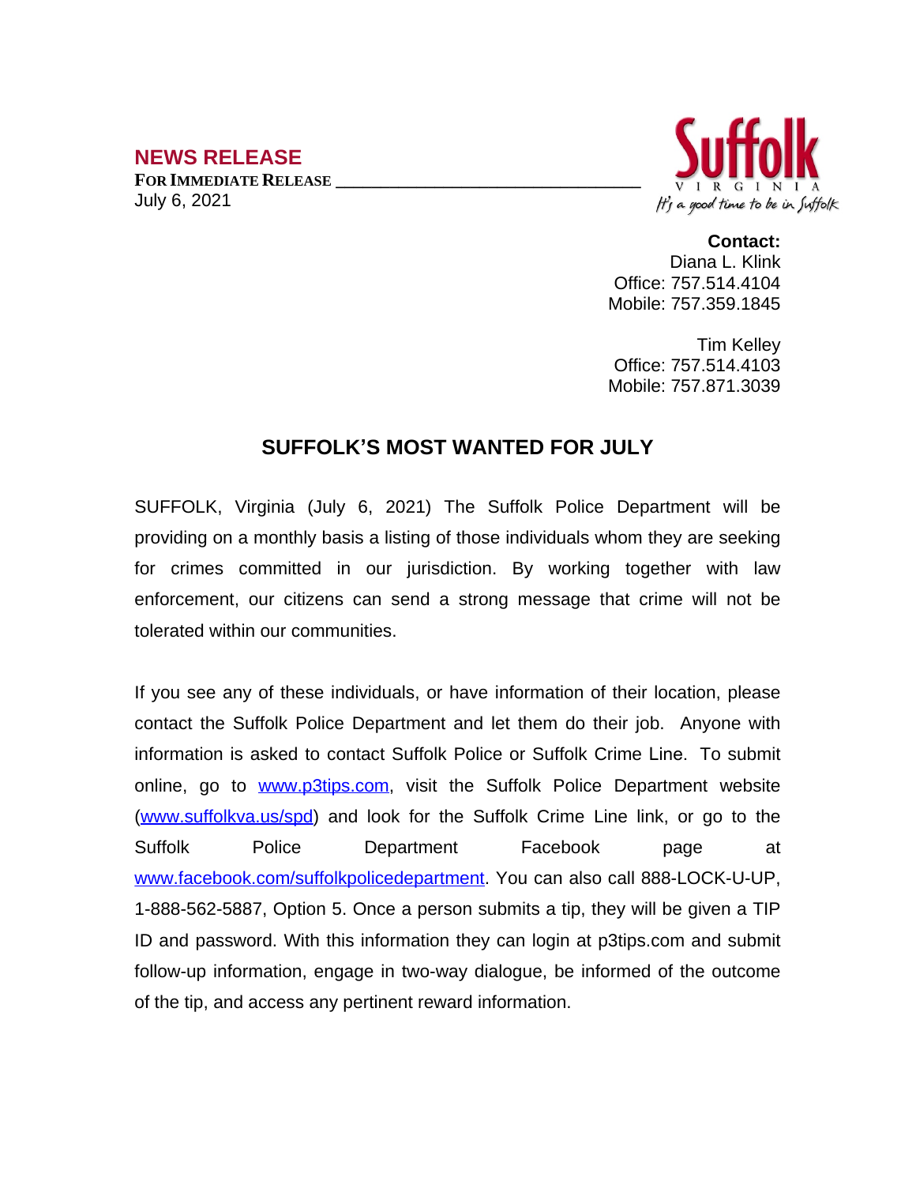## NEWS RELEASE

**FOR IMMEDIATE RELEASE**

July 6, 2021

Suffolk
VIRGINIA
It's a good time to be in Suffolk

**Contact:**
Diana L. Klink
Office: 757.514.4104
Mobile: 757.359.1845

Tim Kelley
Office: 757.514.4103
Mobile: 757.871.3039

# SUFFOLK'S MOST WANTED FOR JULY

SUFFOLK, Virginia (July 6, 2021) The Suffolk Police Department will be providing on a monthly basis a listing of those individuals whom they are seeking for crimes committed in our jurisdiction. By working together with law enforcement, our citizens can send a strong message that crime will not be tolerated within our communities.

If you see any of these individuals, or have information of their location, please contact the Suffolk Police Department and let them do their job. Anyone with information is asked to contact Suffolk Police or Suffolk Crime Line. To submit online, go to www.p3tips.com, visit the Suffolk Police Department website (www.suffolkva.us/spd) and look for the Suffolk Crime Line link, or go to the Suffolk Police Department Facebook page at www.facebook.com/suffolkpolicedepartment. You can also call 888-LOCK-U-UP, 1-888-562-5887, Option 5. Once a person submits a tip, they will be given a TIP ID and password. With this information they can login at p3tips.com and submit follow-up information, engage in two-way dialogue, be informed of the outcome of the tip, and access any pertinent reward information.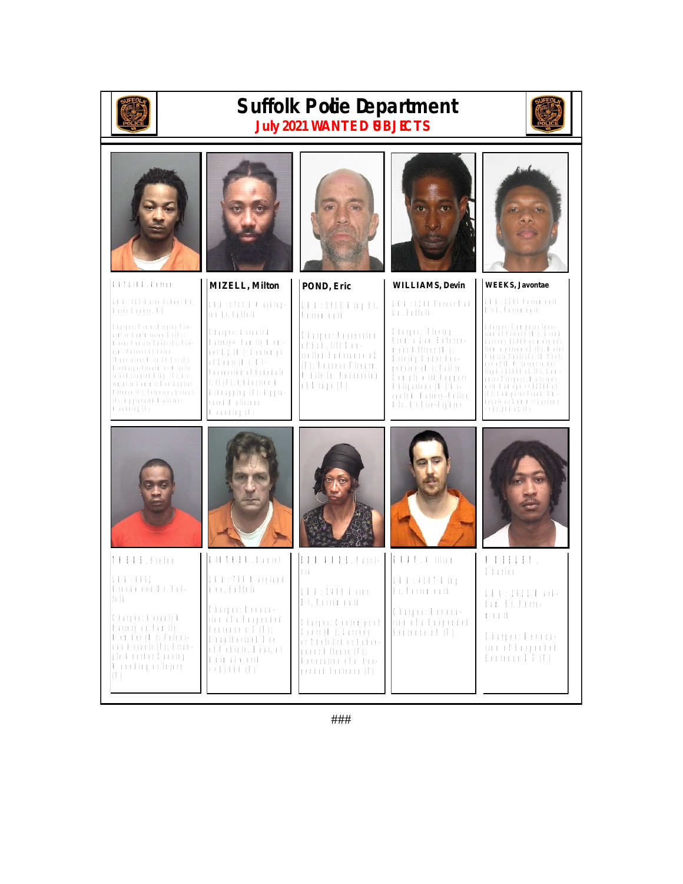# Suffolk Police Department

## July 2021 WANTED SUBJECTS

**MIZELL, Milton**

**POND, Eric**

**WILLIAMS, Devin**

**WEEKS, Javontae**

###